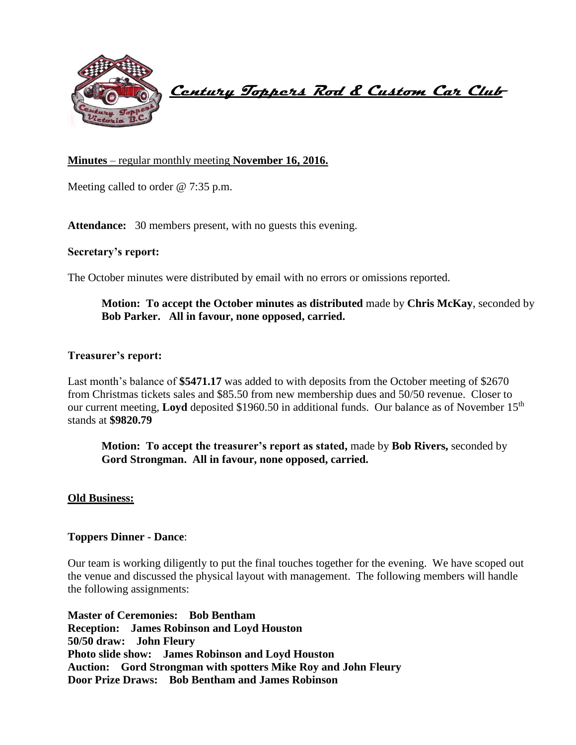# *Century Toppers Rod & Custom Car Club*

**Minutes** – regular monthly meeting **November 16, 2016.**

Meeting called to order @ 7:35 p.m.

**Attendance:** 30 members present, with no guests this evening.

**Secretary's report:**

The October minutes were distributed by email with no errors or omissions reported.

> **Motion: To accept the October minutes as distributed** made by **Chris McKay**, seconded by **Bob Parker. All in favour, none opposed, carried.**

**Treasurer's report:**

Last month's balance of **$5471.17** was added to with deposits from the October meeting of $2670 from Christmas tickets sales and $85.50 from new membership dues and 50/50 revenue. Closer to our current meeting, **Loyd** deposited $1960.50 in additional funds. Our balance as of November 15th stands at **$9820.79**

> **Motion: To accept the treasurer's report as stated,** made by **Bob Rivers,** seconded by **Gord Strongman. All in favour, none opposed, carried.**

**Old Business:**

**Toppers Dinner - Dance**:

Our team is working diligently to put the final touches together for the evening. We have scoped out the venue and discussed the physical layout with management. The following members will handle the following assignments:

**Master of Ceremonies: Bob Bentham**
**Reception: James Robinson and Loyd Houston**
**50/50 draw: John Fleury**
**Photo slide show: James Robinson and Loyd Houston**
**Auction: Gord Strongman with spotters Mike Roy and John Fleury**
**Door Prize Draws: Bob Bentham and James Robinson**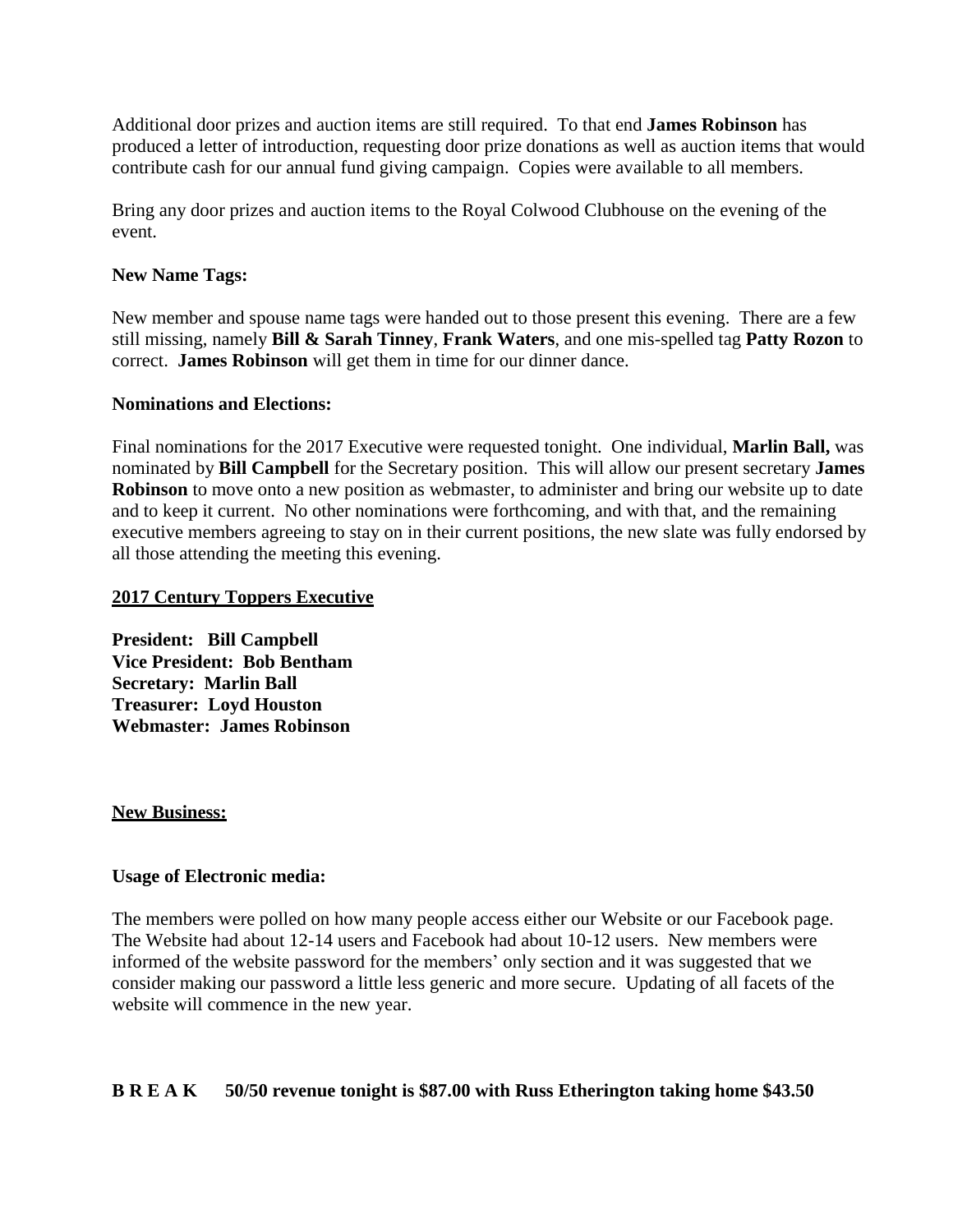Additional door prizes and auction items are still required. To that end **James Robinson** has produced a letter of introduction, requesting door prize donations as well as auction items that would contribute cash for our annual fund giving campaign. Copies were available to all members.

Bring any door prizes and auction items to the Royal Colwood Clubhouse on the evening of the event.

**New Name Tags:**

New member and spouse name tags were handed out to those present this evening. There are a few still missing, namely **Bill & Sarah Tinney**, **Frank Waters**, and one mis-spelled tag **Patty Rozon** to correct. **James Robinson** will get them in time for our dinner dance.

**Nominations and Elections:**

Final nominations for the 2017 Executive were requested tonight. One individual, **Marlin Ball,** was nominated by **Bill Campbell** for the Secretary position. This will allow our present secretary **James Robinson** to move onto a new position as webmaster, to administer and bring our website up to date and to keep it current. No other nominations were forthcoming, and with that, and the remaining executive members agreeing to stay on in their current positions, the new slate was fully endorsed by all those attending the meeting this evening.

**2017 Century Toppers Executive**

**President: Bill Campbell**
**Vice President: Bob Bentham**
**Secretary: Marlin Ball**
**Treasurer: Loyd Houston**
**Webmaster: James Robinson**

**New Business:**

**Usage of Electronic media:**

The members were polled on how many people access either our Website or our Facebook page. The Website had about 12-14 users and Facebook had about 10-12 users. New members were informed of the website password for the members' only section and it was suggested that we consider making our password a little less generic and more secure. Updating of all facets of the website will commence in the new year.

**B R E A K 50/50 revenue tonight is $87.00 with Russ Etherington taking home $43.50**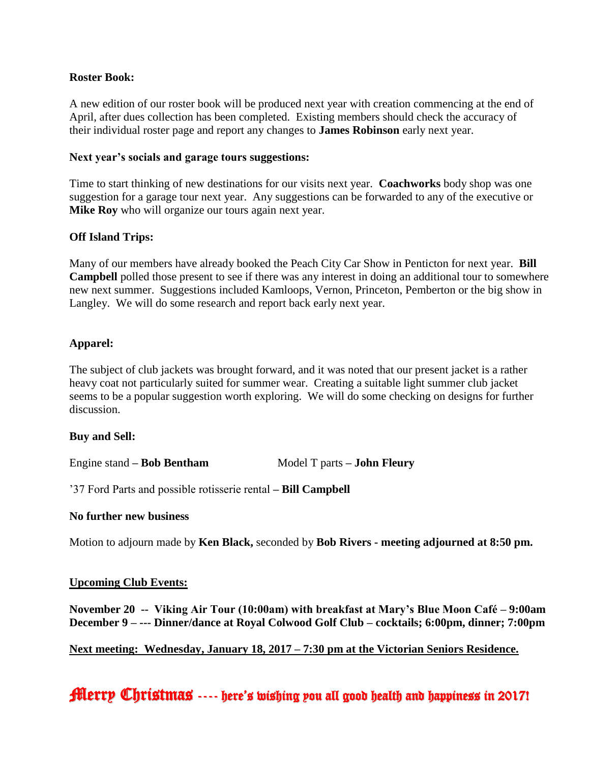**Roster Book:**

A new edition of our roster book will be produced next year with creation commencing at the end of April, after dues collection has been completed. Existing members should check the accuracy of their individual roster page and report any changes to **James Robinson** early next year.

**Next year's socials and garage tours suggestions:**

Time to start thinking of new destinations for our visits next year. **Coachworks** body shop was one suggestion for a garage tour next year. Any suggestions can be forwarded to any of the executive or **Mike Roy** who will organize our tours again next year.

**Off Island Trips:**

Many of our members have already booked the Peach City Car Show in Penticton for next year. **Bill Campbell** polled those present to see if there was any interest in doing an additional tour to somewhere new next summer. Suggestions included Kamloops, Vernon, Princeton, Pemberton or the big show in Langley. We will do some research and report back early next year.

**Apparel:**

The subject of club jackets was brought forward, and it was noted that our present jacket is a rather heavy coat not particularly suited for summer wear. Creating a suitable light summer club jacket seems to be a popular suggestion worth exploring. We will do some checking on designs for further discussion.

**Buy and Sell:**

Engine stand **– Bob Bentham** Model T parts **– John Fleury**

'37 Ford Parts and possible rotisserie rental **– Bill Campbell**

**No further new business**

Motion to adjourn made by **Ken Black,** seconded by **Bob Rivers - meeting adjourned at 8:50 pm.**

**Upcoming Club Events:**

**November 20 -- Viking Air Tour (10:00am) with breakfast at Mary's Blue Moon Café – 9:00am**
**December 9 – --- Dinner/dance at Royal Colwood Golf Club – cocktails; 6:00pm, dinner; 7:00pm**

**Next meeting: Wednesday, January 18, 2017 – 7:30 pm at the Victorian Seniors Residence.**

Merry Christmas ---- here's wishing you all good health and happiness in 2017!